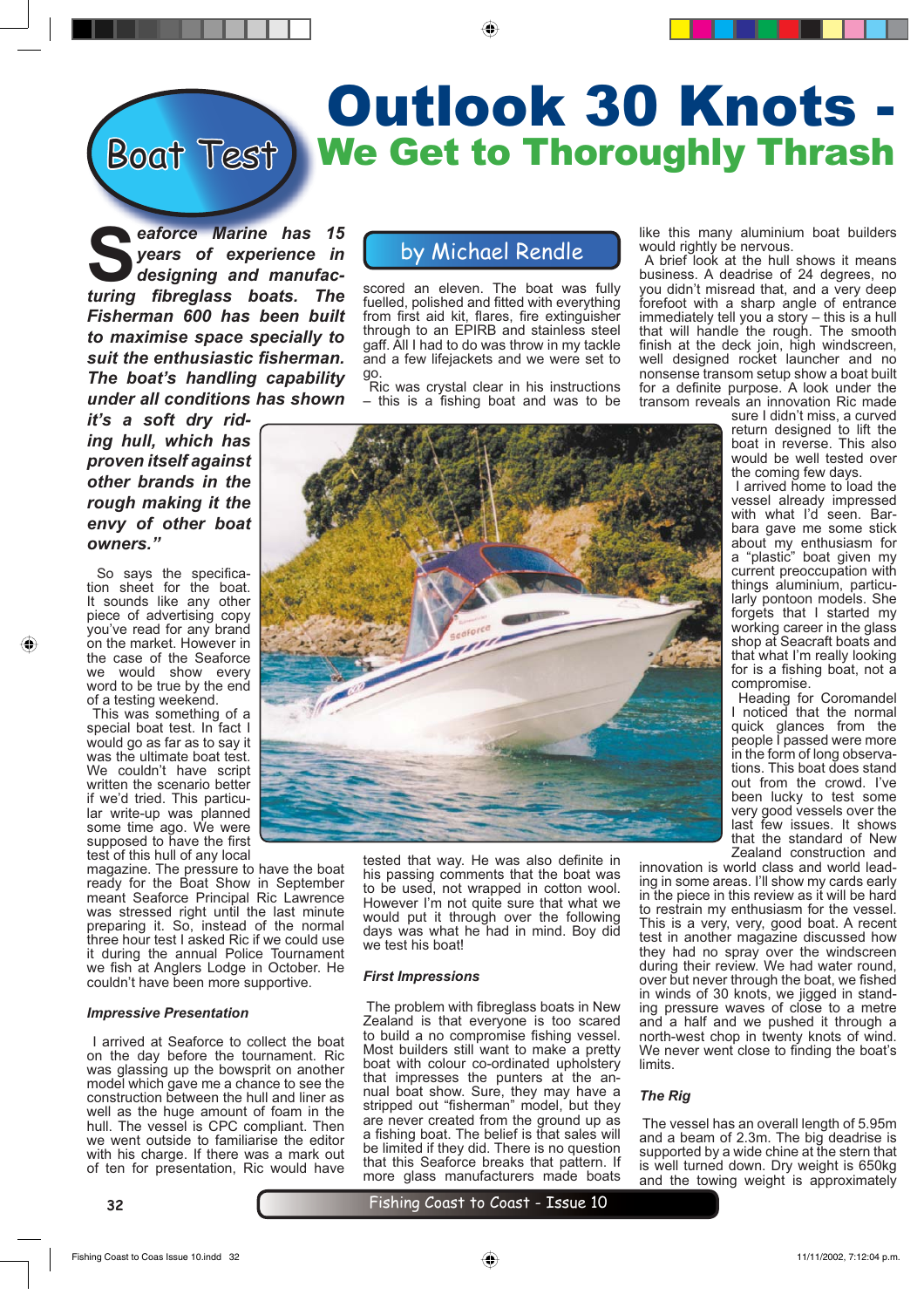# Outlook 30 Knots - We Get to Thoroughly Thrash

Boat Test

by Michael Rendle

***"Seaforce Marine has 15 years of experience in designing and manufacturing fibreglass boats. The Fisherman 600 has been built to maximise space specially to suit the enthusiastic fisherman. The boat's handling capability under all conditions has shown it's a soft dry riding hull, which has proven itself against other brands in the rough making it the envy of other boat owners."***

So says the specification sheet for the boat. It sounds like any other piece of advertising copy you've read for any brand on the market. However in the case of the Seaforce we would show every word to be true by the end of a testing weekend.

This was something of a special boat test. In fact I would go as far as to say it was the ultimate boat test. We couldn't have script written the scenario better if we'd tried. This particular write-up was planned some time ago. We were supposed to have the first test of this hull of any local magazine. The pressure to have the boat ready for the Boat Show in September meant Seaforce Principal Ric Lawrence was stressed right until the last minute preparing it. So, instead of the normal three hour test I asked Ric if we could use it during the annual Police Tournament we fish at Anglers Lodge in October. He couldn't have been more supportive.

### *Impressive Presentation*

I arrived at Seaforce to collect the boat on the day before the tournament. Ric was glassing up the bowsprit on another model which gave me a chance to see the construction between the hull and liner as well as the huge amount of foam in the hull. The vessel is CPC compliant. Then we went outside to familiarise the editor with his charge. If there was a mark out of ten for presentation, Ric would have scored an eleven. The boat was fully fuelled, polished and fitted with everything from first aid kit, flares, fire extinguisher through to an EPIRB and stainless steel gaff. All I had to do was throw in my tackle and a few lifejackets and we were set to go.

Ric was crystal clear in his instructions – this is a fishing boat and was to be tested that way. He was also definite in his passing comments that the boat was to be used, not wrapped in cotton wool. However I'm not quite sure that what we would put it through over the following days was what he had in mind. Boy did we test his boat!

### *First Impressions*

The problem with fibreglass boats in New Zealand is that everyone is too scared to build a no compromise fishing vessel. Most builders still want to make a pretty boat with colour co-ordinated upholstery that impresses the punters at the annual boat show. Sure, they may have a stripped out "fisherman" model, but they are never created from the ground up as a fishing boat. The belief is that sales will be limited if they did. There is no question that this Seaforce breaks that pattern. If more glass manufacturers made boats like this many aluminium boat builders would rightly be nervous.

A brief look at the hull shows it means business. A deadrise of 24 degrees, no you didn't misread that, and a very deep forefoot with a sharp angle of entrance immediately tell you a story – this is a hull that will handle the rough. The smooth finish at the deck join, high windscreen, well designed rocket launcher and no nonsense transom setup show a boat built for a definite purpose. A look under the transom reveals an innovation Ric made sure I didn't miss, a curved return designed to lift the boat in reverse. This also would be well tested over the coming few days.

I arrived home to load the vessel already impressed with what I'd seen. Barbara gave me some stick about my enthusiasm for a "plastic" boat given my current preoccupation with things aluminium, particularly pontoon models. She forgets that I started my working career in the glass shop at Seacraft boats and that what I'm really looking for is a fishing boat, not a compromise.

Heading for Coromandel I noticed that the normal quick glances from the people I passed were more in the form of long observations. This boat does stand out from the crowd. I've been lucky to test some very good vessels over the last few issues. It shows that the standard of New Zealand construction and innovation is world class and world leading in some areas. I'll show my cards early in the piece in this review as it will be hard to restrain my enthusiasm for the vessel. This is a very, very, good boat. A recent test in another magazine discussed how they had no spray over the windscreen during their review. We had water round, over but never through the boat, we fished in winds of 30 knots, we jigged in standing pressure waves of close to a metre and a half and we pushed it through a north-west chop in twenty knots of wind. We never went close to finding the boat's limits.

### *The Rig*

The vessel has an overall length of 5.95m and a beam of 2.3m. The big deadrise is supported by a wide chine at the stern that is well turned down. Dry weight is 650kg and the towing weight is approximately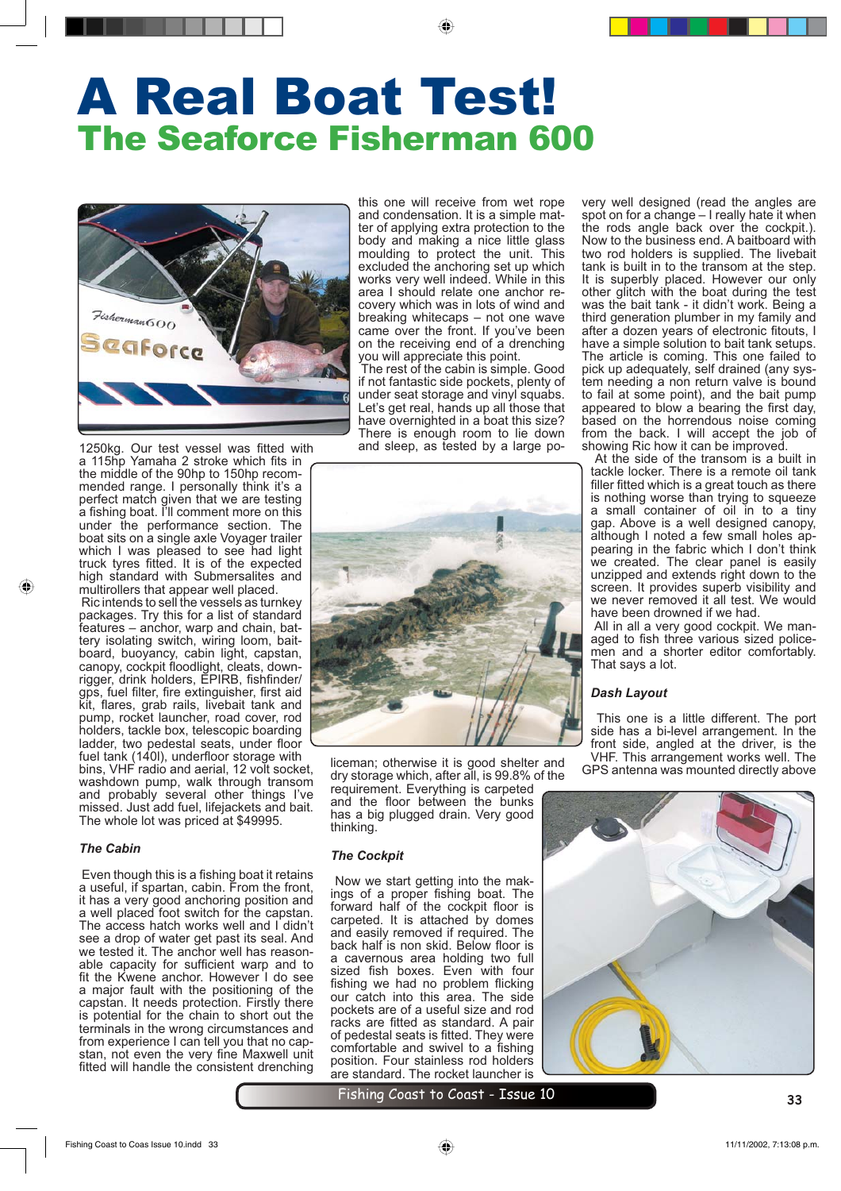# A Real Boat Test!

## The Seaforce Fisherman 600

1250kg. Our test vessel was fitted with a 115hp Yamaha 2 stroke which fits in the middle of the 90hp to 150hp recommended range. I personally think it's a perfect match given that we are testing a fishing boat. I'll comment more on this under the performance section. The boat sits on a single axle Voyager trailer which I was pleased to see had light truck tyres fitted. It is of the expected high standard with Submersalites and multirollers that appear well placed.

Ric intends to sell the vessels as turnkey packages. Try this for a list of standard features – anchor, warp and chain, battery isolating switch, wiring loom, baitboard, buoyancy, cabin light, capstan, canopy, cockpit floodlight, cleats, downrigger, drink holders, EPIRB, fishfinder/gps, fuel filter, fire extinguisher, first aid kit, flares, grab rails, livebait tank and pump, rocket launcher, road cover, rod holders, tackle box, telescopic boarding ladder, two pedestal seats, under floor fuel tank (140l), underfloor storage with bins, VHF radio and aerial, 12 volt socket, washdown pump, walk through transom and probably several other things I've missed. Just add fuel, lifejackets and bait. The whole lot was priced at $49995.

### The Cabin

Even though this is a fishing boat it retains a useful, if spartan, cabin. From the front, it has a very good anchoring position and a well placed foot switch for the capstan. The access hatch works well and I didn't see a drop of water get past its seal. And we tested it. The anchor well has reasonable capacity for sufficient warp and to fit the Kwene anchor. However I do see a major fault with the positioning of the capstan. It needs protection. Firstly there is potential for the chain to short out the terminals in the wrong circumstances and from experience I can tell you that no capstan, not even the very fine Maxwell unit fitted will handle the consistent drenching this one will receive from wet rope and condensation. It is a simple matter of applying extra protection to the body and making a nice little glass moulding to protect the unit. This excluded the anchoring set up which works very well indeed. While in this area I should relate one anchor recovery which was in lots of wind and breaking whitecaps – not one wave came over the front. If you've been on the receiving end of a drenching you will appreciate this point.

The rest of the cabin is simple. Good if not fantastic side pockets, plenty of under seat storage and vinyl squabs. Let's get real, hands up all those that have overnighted in a boat this size? There is enough room to lie down and sleep, as tested by a large policeman; otherwise it is good shelter and dry storage which, after all, is 99.8% of the requirement. Everything is carpeted and the floor between the bunks has a big plugged drain. Very good thinking.

### The Cockpit

Now we start getting into the makings of a proper fishing boat. The forward half of the cockpit floor is carpeted. It is attached by domes and easily removed if required. The back half is non skid. Below floor is a cavernous area holding two full sized fish boxes. Even with four fishing we had no problem flicking our catch into this area. The side pockets are of a useful size and rod racks are fitted as standard. A pair of pedestal seats is fitted. They were comfortable and swivel to a fishing position. Four stainless rod holders are standard. The rocket launcher is very well designed (read the angles are spot on for a change – I really hate it when the rods angle back over the cockpit.). Now to the business end. A baitboard with two rod holders is supplied. The livebait tank is built in to the transom at the step. It is superbly placed. However our only other glitch with the boat during the test was the bait tank - it didn't work. Being a third generation plumber in my family and after a dozen years of electronic fitouts, I have a simple solution to bait tank setups. The article is coming. This one failed to pick up adequately, self drained (any system needing a non return valve is bound to fail at some point), and the bait pump appeared to blow a bearing the first day, based on the horrendous noise coming from the back. I will accept the job of showing Ric how it can be improved.

At the side of the transom is a built in tackle locker. There is a remote oil tank filler fitted which is a great touch as there is nothing worse than trying to squeeze a small container of oil in to a tiny gap. Above is a well designed canopy, although I noted a few small holes appearing in the fabric which I don't think we created. The clear panel is easily unzipped and extends right down to the screen. It provides superb visibility and we never removed it all test. We would have been drowned if we had.

All in all a very good cockpit. We managed to fish three various sized policemen and a shorter editor comfortably. That says a lot.

### Dash Layout

This one is a little different. The port side has a bi-level arrangement. In the front side, angled at the driver, is the VHF. This arrangement works well. The GPS antenna was mounted directly above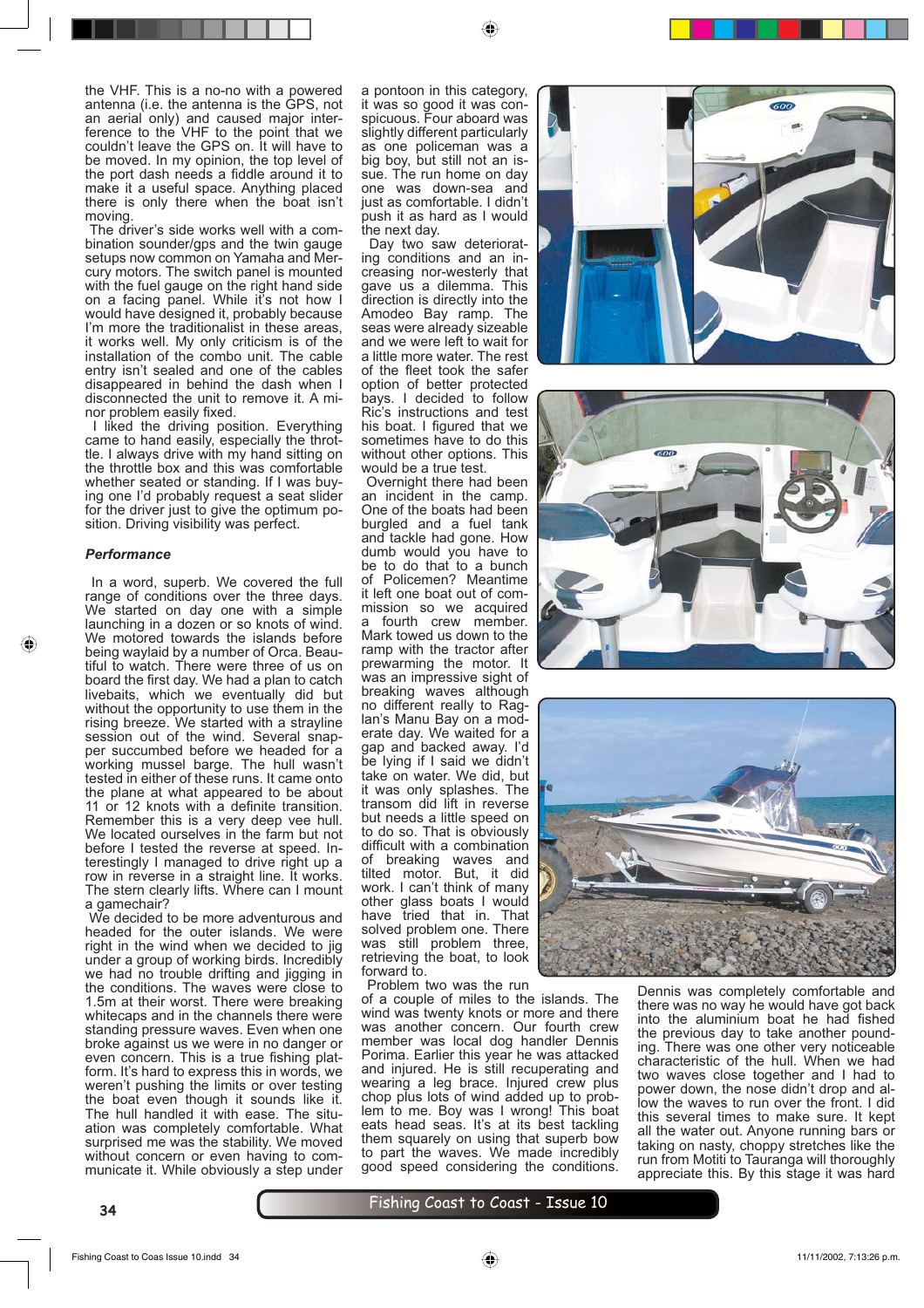the VHF. This is a no-no with a powered antenna (i.e. the antenna is the GPS, not an aerial only) and caused major interference to the VHF to the point that we couldn't leave the GPS on. It will have to be moved. In my opinion, the top level of the port dash needs a fiddle around it to make it a useful space. Anything placed there is only there when the boat isn't moving.

The driver's side works well with a combination sounder/gps and the twin gauge setups now common on Yamaha and Mercury motors. The switch panel is mounted with the fuel gauge on the right hand side on a facing panel. While it's not how I would have designed it, probably because I'm more the traditionalist in these areas, it works well. My only criticism is of the installation of the combo unit. The cable entry isn't sealed and one of the cables disappeared in behind the dash when I disconnected the unit to remove it. A minor problem easily fixed.

I liked the driving position. Everything came to hand easily, especially the throttle. I always drive with my hand sitting on the throttle box and this was comfortable whether seated or standing. If I was buying one I'd probably request a seat slider for the driver just to give the optimum position. Driving visibility was perfect.

### *Performance*

In a word, superb. We covered the full range of conditions over the three days. We started on day one with a simple launching in a dozen or so knots of wind. We motored towards the islands before being waylaid by a number of Orca. Beautiful to watch. There were three of us on board the first day. We had a plan to catch livebaits, which we eventually did but without the opportunity to use them in the rising breeze. We started with a strayline session out of the wind. Several snapper succumbed before we headed for a working mussel barge. The hull wasn't tested in either of these runs. It came onto the plane at what appeared to be about 11 or 12 knots with a definite transition. Remember this is a very deep vee hull. We located ourselves in the farm but not before I tested the reverse at speed. Interestingly I managed to drive right up a row in reverse in a straight line. It works. The stern clearly lifts. Where can I mount a gamechair?

We decided to be more adventurous and headed for the outer islands. We were right in the wind when we decided to jig under a group of working birds. Incredibly we had no trouble drifting and jigging in the conditions. The waves were close to 1.5m at their worst. There were breaking whitecaps and in the channels there were standing pressure waves. Even when one broke against us we were in no danger or even concern. This is a true fishing platform. It's hard to express this in words, we weren't pushing the limits or over testing the boat even though it sounds like it. The hull handled it with ease. The situation was completely comfortable. What surprised me was the stability. We moved without concern or even having to communicate it. While obviously a step under a pontoon in this category, it was so good it was conspicuous. Four aboard was slightly different particularly as one policeman was a big boy, but still not an issue. The run home on day one was down-sea and just as comfortable. I didn't push it as hard as I would the next day.

Day two saw deteriorating conditions and an increasing nor-westerly that gave us a dilemma. This direction is directly into the Amodeo Bay ramp. The seas were already sizeable and we were left to wait for a little more water. The rest of the fleet took the safer option of better protected bays. I decided to follow Ric's instructions and test his boat. I figured that we sometimes have to do this without other options. This would be a true test.

Overnight there had been an incident in the camp. One of the boats had been burgled and a fuel tank and tackle had gone. How dumb would you have to be to do that to a bunch of Policemen? Meantime it left one boat out of commission so we acquired a fourth crew member. Mark towed us down to the ramp with the tractor after prewarming the motor. It was an impressive sight of breaking waves although no different really to Raglan's Manu Bay on a moderate day. We waited for a gap and backed away. I'd be lying if I said we didn't take on water. We did, but it was only splashes. The transom did lift in reverse but needs a little speed on to do so. That is obviously difficult with a combination of breaking waves and tilted motor. But, it did work. I can't think of many other glass boats I would have tried that in. That solved problem one. There was still problem three, retrieving the boat, to look forward to.

Problem two was the run of a couple of miles to the islands. The wind was twenty knots or more and there was another concern. Our fourth crew member was local dog handler Dennis Porima. Earlier this year he was attacked and injured. He is still recuperating and wearing a leg brace. Injured crew plus chop plus lots of wind added up to problem to me. Boy was I wrong! This boat eats head seas. It's at its best tackling them squarely on using that superb bow to part the waves. We made incredibly good speed considering the conditions. Dennis was completely comfortable and there was no way he would have got back into the aluminium boat he had fished the previous day to take another pounding. There was one other very noticeable characteristic of the hull. When we had two waves close together and I had to power down, the nose didn't drop and allow the waves to run over the front. I did this several times to make sure. It kept all the water out. Anyone running bars or taking on nasty, choppy stretches like the run from Motiti to Tauranga will thoroughly appreciate this. By this stage it was hard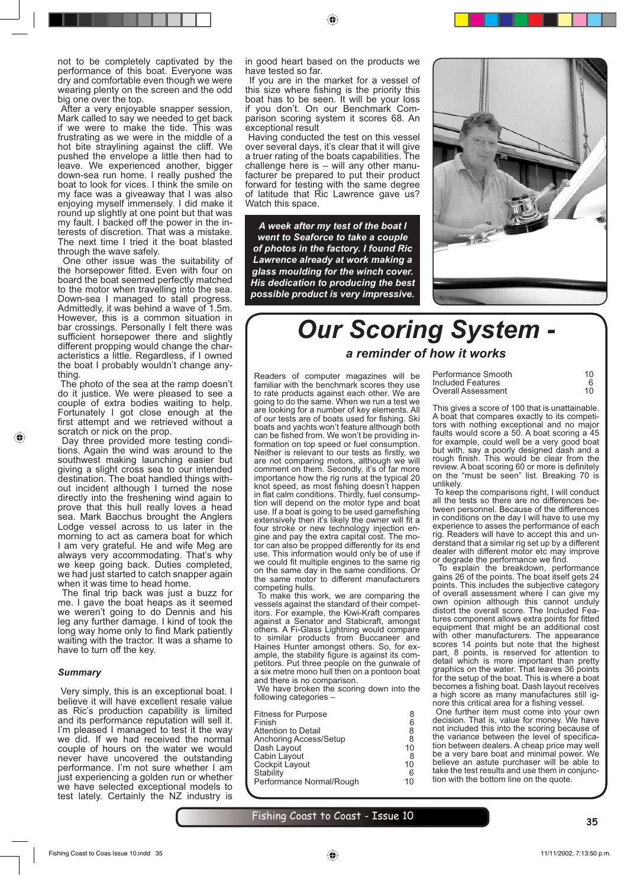not to be completely captivated by the performance of this boat. Everyone was dry and comfortable even though we were wearing plenty on the screen and the odd big one over the top.

After a very enjoyable snapper session, Mark called to say we needed to get back if we were to make the tide. This was frustrating as we were in the middle of a hot bite straylining against the cliff. We pushed the envelope a little then had to leave. We experienced another, bigger down-sea run home. I really pushed the boat to look for vices. I think the smile on my face was a giveaway that I was also enjoying myself immensely. I did make it round up slightly at one point but that was my fault. I backed off the power in the interests of discretion. That was a mistake. The next time I tried it the boat blasted through the wave safely.

One other issue was the suitability of the horsepower fitted. Even with four on board the boat seemed perfectly matched to the motor when travelling into the sea. Down-sea I managed to stall progress. Admittedly, it was behind a wave of 1.5m. However, this is a common situation in bar crossings. Personally I felt there was sufficient horsepower there and slightly different propping would change the characteristics a little. Regardless, if I owned the boat I probably wouldn't change anything.

The photo of the sea at the ramp doesn't do it justice. We were pleased to see a couple of extra bodies waiting to help. Fortunately I got close enough at the first attempt and we retrieved without a scratch or nick on the prop.

Day three provided more testing conditions. Again the wind was around to the southwest making launching easier but giving a slight cross sea to our intended destination. The boat handled things without incident although I turned the nose directly into the freshening wind again to prove that this hull really loves a head sea. Mark Bacchus brought the Anglers Lodge vessel across to us later in the morning to act as camera boat for which I am very grateful. He and wife Meg are always very accommodating. That's why we keep going back. Duties completed, we had just started to catch snapper again when it was time to head home.

The final trip back was just a buzz for me. I gave the boat heaps as it seemed we weren't going to do Dennis and his leg any further damage. I kind of took the long way home only to find Mark patiently waiting with the tractor. It was a shame to have to turn off the key.

### Summary

Very simply, this is an exceptional boat. I believe it will have excellent resale value as Ric's production capability is limited and its performance reputation will sell it. I'm pleased I managed to test it the way we did. If we had received the normal couple of hours on the water we would never have uncovered the outstanding performance. I'm not sure whether I am just experiencing a golden run or whether we have selected exceptional models to test lately. Certainly the NZ industry is in good heart based on the products we have tested so far.

If you are in the market for a vessel of this size where fishing is the priority this boat has to be seen. It will be your loss if you don't. On our Benchmark Comparison scoring system it scores 68. An exceptional result

Having conducted the test on this vessel over several days, it's clear that it will give a truer rating of the boats capabilities. The challenge here is – will any other manufacturer be prepared to put their product forward for testing with the same degree of latitude that Ric Lawrence gave us? Watch this space.

***A week after my test of the boat I went to Seaforce to take a couple of photos in the factory. I found Ric Lawrence already at work making a glass moulding for the winch cover. His dedication to producing the best possible product is very impressive.***

# Our Scoring System -

### *a reminder of how it works*

Readers of computer magazines will be familiar with the benchmark scores they use to rate products against each other. We are going to do the same. When we run a test we are looking for a number of key elements. All of our tests are of boats used for fishing. Ski boats and yachts won't feature although both can be fished from. We won't be providing information on top speed or fuel consumption. Neither is relevant to our tests as firstly, we are not comparing motors, although we will comment on them. Secondly, it's of far more importance how the rig runs at the typical 20 knot speed, as most fishing doesn't happen in flat calm conditions. Thirdly, fuel consumption will depend on the motor type and boat use. If a boat is going to be used gamefishing extensively then it's likely the owner will fit a four stroke or new technology injection engine and pay the extra capital cost. The motor can also be propped differently for its end use. This information would only be of use if we could fit multiple engines to the same rig on the same day in the same conditions. Or the same motor to different manufacturers competing hulls.

To make this work, we are comparing the vessels against the standard of their competitors. For example, the Kiwi-Kraft compares against a Senator and Stabicraft, amongst others. A Fi-Glass Lightning would compare to similar products from Buccaneer and Haines Hunter amongst others. So, for example, the stability figure is against its competitors. Put three people on the gunwale of a six metre mono hull then on a pontoon boat and there is no comparison.

We have broken the scoring down into the following categories –

| | |
|---|---|
| Fitness for Purpose | 8 |
| Finish | 6 |
| Attention to Detail | 8 |
| Anchoring Access/Setup | 8 |
| Dash Layout | 10 |
| Cabin Layout | 8 |
| Cockpit Layout | 10 |
| Stability | 6 |
| Performance Normal/Rough | 10 |
| Performance Smooth | 10 |
| Included Features | 6 |
| Overall Assessment | 10 |

This gives a score of 100 that is unattainable. A boat that compares exactly to its competitors with nothing exceptional and no major faults would score a 50. A boat scoring a 45 for example, could well be a very good boat but with, say a poorly designed dash and a rough finish. This would be clear from the review. A boat scoring 60 or more is definitely on the "must be seen" list. Breaking 70 is unlikely.

To keep the comparisons right, I will conduct all the tests so there are no differences between personnel. Because of the differences in conditions on the day I will have to use my experience to asses the performance of each rig. Readers will have to accept this and understand that a similar rig set up by a different dealer with different motor etc may improve or degrade the performance we find.

To explain the breakdown, performance gains 26 of the points. The boat itself gets 24 points. This includes the subjective category of overall assessment where I can give my own opinion although this cannot unduly distort the overall score. The Included Features component allows extra points for fitted equipment that might be an additional cost with other manufacturers. The appearance scores 14 points but note that the highest part, 8 points, is reserved for attention to detail which is more important than pretty graphics on the water. That leaves 36 points for the setup of the boat. This is where a boat becomes a fishing boat. Dash layout receives a high score as many manufactures still ignore this critical area for a fishing vessel.

One further item must come into your own decision. That is, value for money. We have not included this into the scoring because of the variance between the level of specification between dealers. A cheap price may well be a very bare boat and minimal power. We believe an astute purchaser will be able to take the test results and use them in conjunction with the bottom line on the quote.